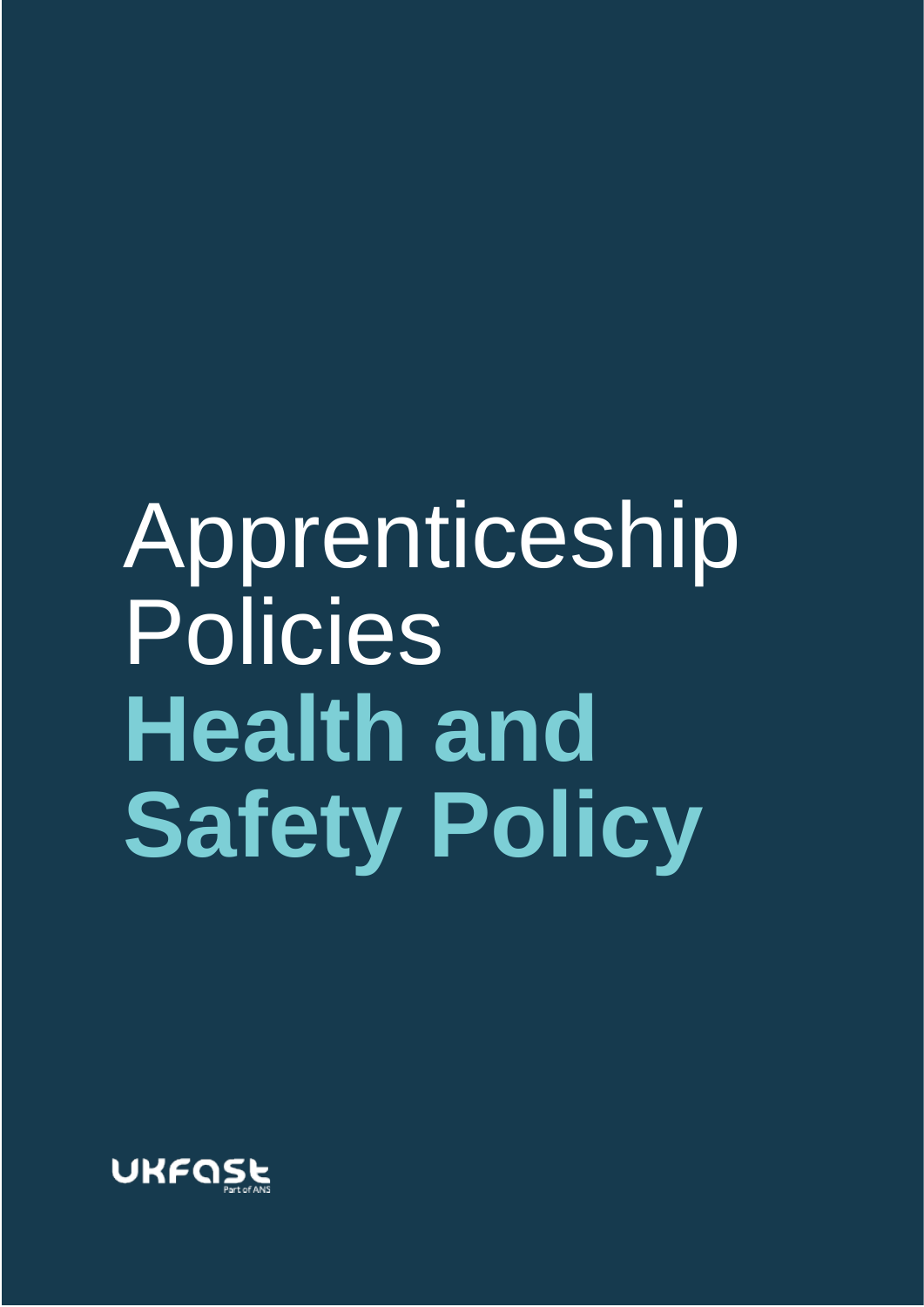# Apprenticeship Policies

# Health and Safety Policy

UKFast
Part of ANS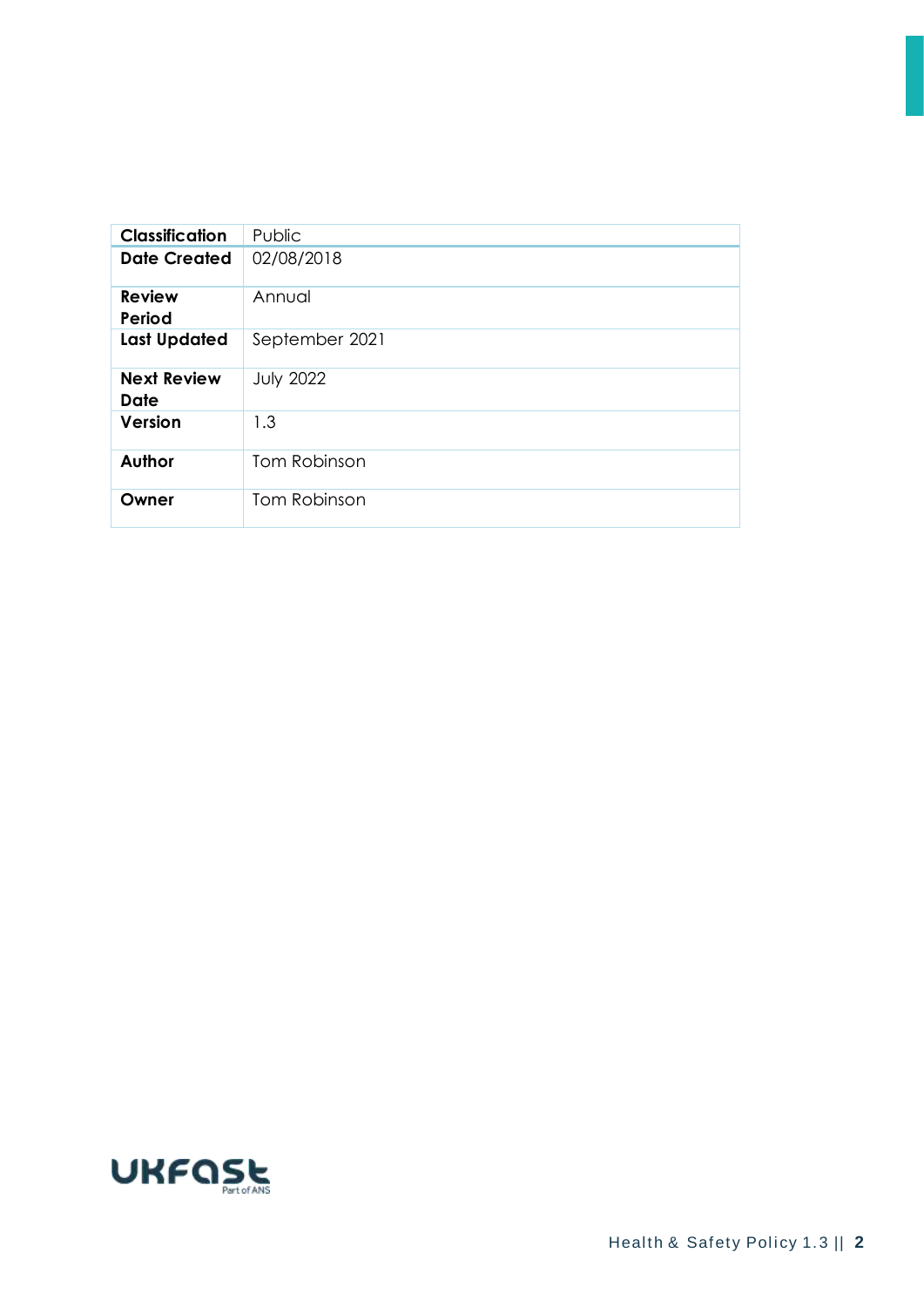| Classification | Public |
| --- | --- |
| **Date Created** | 02/08/2018 |
| **Review Period** | Annual |
| **Last Updated** | September 2021 |
| **Next Review Date** | July 2022 |
| **Version** | 1.3 |
| **Author** | Tom Robinson |
| **Owner** | Tom Robinson |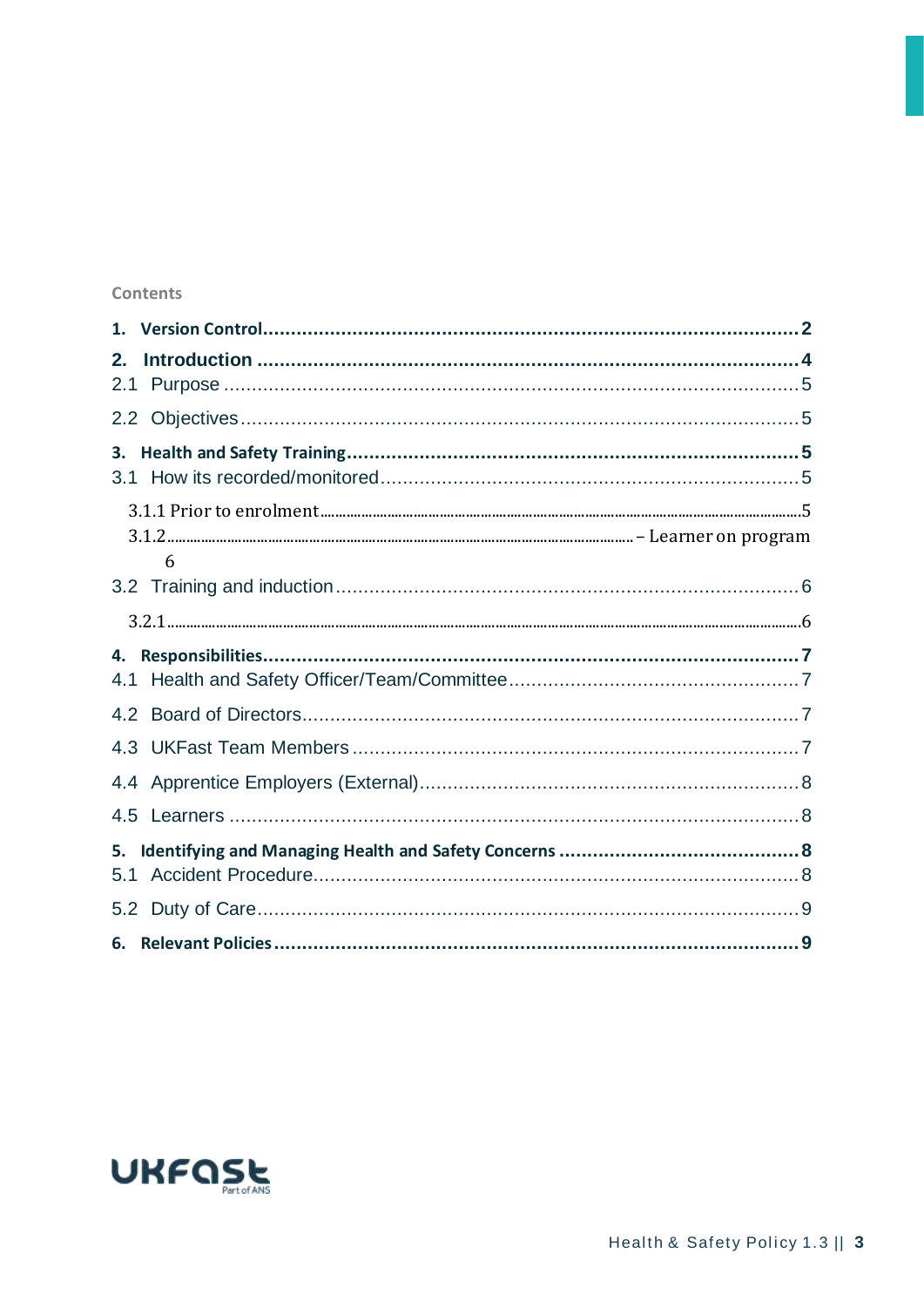Contents

1. **Version Control** ........ 2

2. **Introduction** ........ 4

   2.1 Purpose ........ 5

   2.2 Objectives ........ 5

3. **Health and Safety Training** ........ 5

   3.1 How its recorded/monitored ........ 5

      3.1.1 Prior to enrolment ........ 5

      3.1.2 ........ – Learner on program 6

   3.2 Training and induction ........ 6

      3.2.1 ........ 6

4. **Responsibilities** ........ 7

   4.1 Health and Safety Officer/Team/Committee ........ 7

   4.2 Board of Directors ........ 7

   4.3 UKFast Team Members ........ 7

   4.4 Apprentice Employers (External) ........ 8

   4.5 Learners ........ 8

5. **Identifying and Managing Health and Safety Concerns** ........ 8

   5.1 Accident Procedure ........ 8

   5.2 Duty of Care ........ 9

6. **Relevant Policies** ........ 9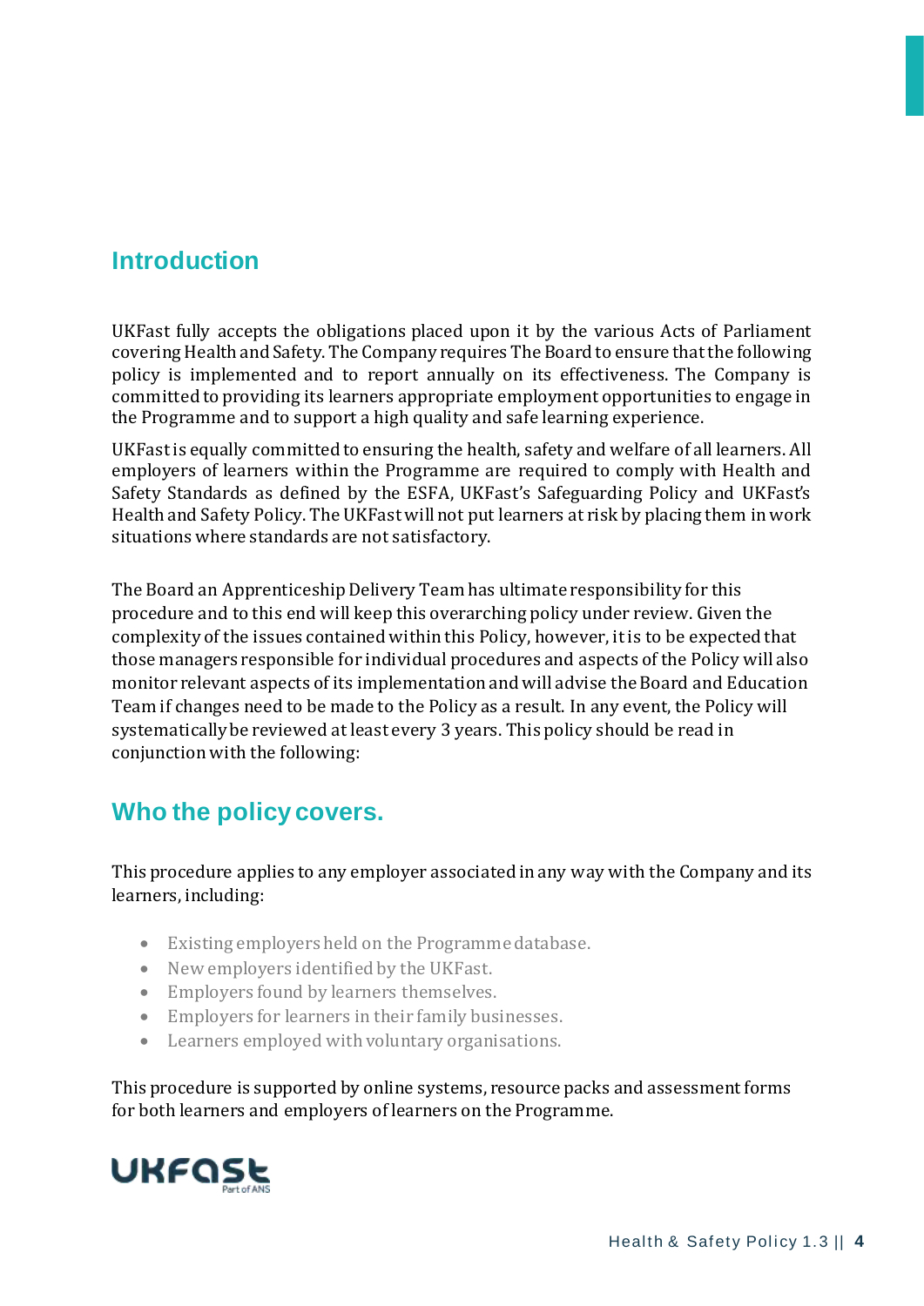## Introduction

UKFast fully accepts the obligations placed upon it by the various Acts of Parliament covering Health and Safety. The Company requires The Board to ensure that the following policy is implemented and to report annually on its effectiveness. The Company is committed to providing its learners appropriate employment opportunities to engage in the Programme and to support a high quality and safe learning experience.

UKFast is equally committed to ensuring the health, safety and welfare of all learners. All employers of learners within the Programme are required to comply with Health and Safety Standards as defined by the ESFA, UKFast's Safeguarding Policy and UKFast's Health and Safety Policy. The UKFast will not put learners at risk by placing them in work situations where standards are not satisfactory.

The Board an Apprenticeship Delivery Team has ultimate responsibility for this procedure and to this end will keep this overarching policy under review. Given the complexity of the issues contained within this Policy, however, it is to be expected that those managers responsible for individual procedures and aspects of the Policy will also monitor relevant aspects of its implementation and will advise the Board and Education Team if changes need to be made to the Policy as a result. In any event, the Policy will systematically be reviewed at least every 3 years. This policy should be read in conjunction with the following:

## Who the policy covers.

This procedure applies to any employer associated in any way with the Company and its learners, including:

- Existing employers held on the Programme database.
- New employers identified by the UKFast.
- Employers found by learners themselves.
- Employers for learners in their family businesses.
- Learners employed with voluntary organisations.

This procedure is supported by online systems, resource packs and assessment forms for both learners and employers of learners on the Programme.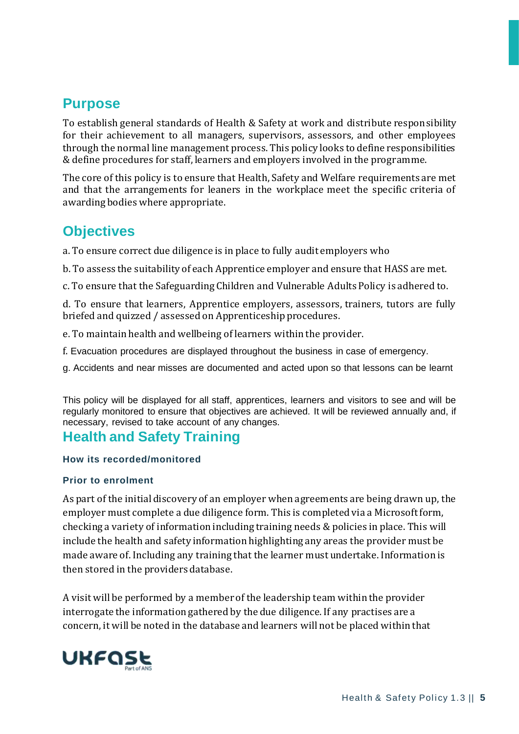## Purpose

To establish general standards of Health & Safety at work and distribute responsibility for their achievement to all managers, supervisors, assessors, and other employees through the normal line management process. This policy looks to define responsibilities & define procedures for staff, learners and employers involved in the programme.

The core of this policy is to ensure that Health, Safety and Welfare requirements are met and that the arrangements for leaners in the workplace meet the specific criteria of awarding bodies where appropriate.

## Objectives

a. To ensure correct due diligence is in place to fully audit employers who

b. To assess the suitability of each Apprentice employer and ensure that HASS are met.

c. To ensure that the Safeguarding Children and Vulnerable Adults Policy is adhered to.

d. To ensure that learners, Apprentice employers, assessors, trainers, tutors are fully briefed and quizzed / assessed on Apprenticeship procedures.

e. To maintain health and wellbeing of learners within the provider.

f. Evacuation procedures are displayed throughout the business in case of emergency.

g. Accidents and near misses are documented and acted upon so that lessons can be learnt

This policy will be displayed for all staff, apprentices, learners and visitors to see and will be regularly monitored to ensure that objectives are achieved. It will be reviewed annually and, if necessary, revised to take account of any changes.

## Health and Safety Training

#### How its recorded/monitored

#### Prior to enrolment

As part of the initial discovery of an employer when agreements are being drawn up, the employer must complete a due diligence form. This is completed via a Microsoft form, checking a variety of information including training needs & policies in place. This will include the health and safety information highlighting any areas the provider must be made aware of. Including any training that the learner must undertake. Information is then stored in the providers database.

A visit will be performed by a member of the leadership team within the provider interrogate the information gathered by the due diligence. If any practises are a concern, it will be noted in the database and learners will not be placed within that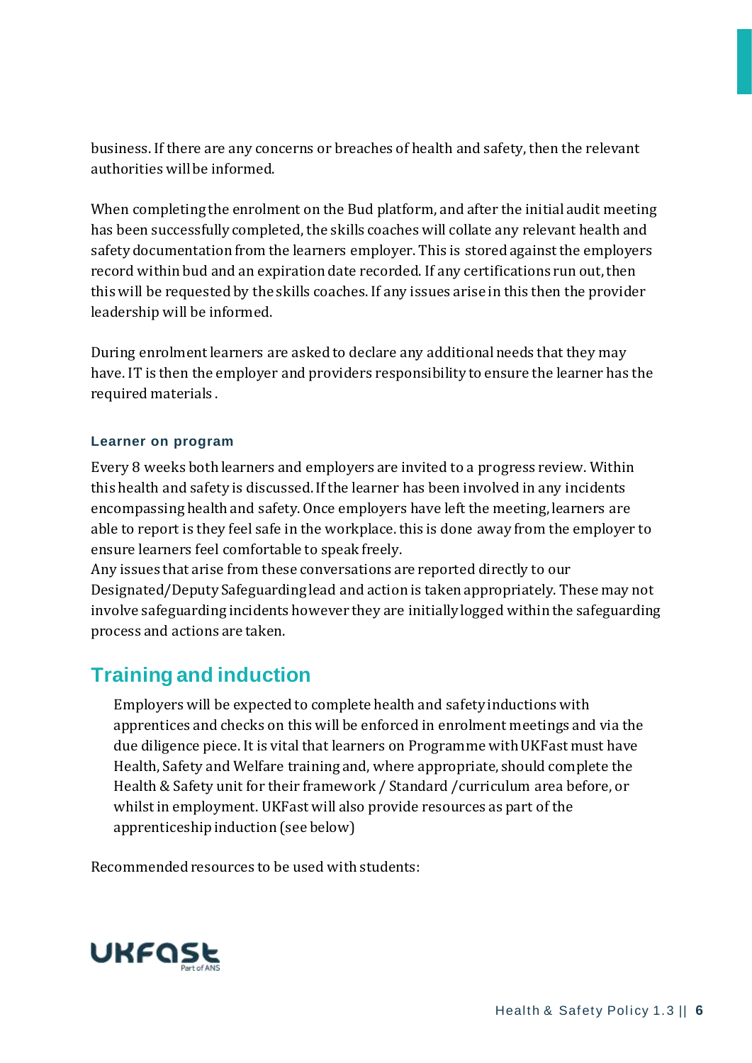business. If there are any concerns or breaches of health and safety, then the relevant authorities will be informed.

When completing the enrolment on the Bud platform, and after the initial audit meeting has been successfully completed, the skills coaches will collate any relevant health and safety documentation from the learners employer. This is stored against the employers record within bud and an expiration date recorded. If any certifications run out, then this will be requested by the skills coaches. If any issues arise in this then the provider leadership will be informed.

During enrolment learners are asked to declare any additional needs that they may have. IT is then the employer and providers responsibility to ensure the learner has the required materials .

#### Learner on program

Every 8 weeks both learners and employers are invited to a progress review. Within this health and safety is discussed. If the learner has been involved in any incidents encompassing health and safety. Once employers have left the meeting, learners are able to report is they feel safe in the workplace. this is done away from the employer to ensure learners feel comfortable to speak freely.
Any issues that arise from these conversations are reported directly to our Designated/Deputy Safeguarding lead and action is taken appropriately. These may not involve safeguarding incidents however they are initially logged within the safeguarding process and actions are taken.

## Training and induction

Employers will be expected to complete health and safety inductions with apprentices and checks on this will be enforced in enrolment meetings and via the due diligence piece. It is vital that learners on Programme with UKFast must have Health, Safety and Welfare training and, where appropriate, should complete the Health & Safety unit for their framework / Standard /curriculum area before, or whilst in employment. UKFast will also provide resources as part of the apprenticeship induction (see below)

Recommended resources to be used with students: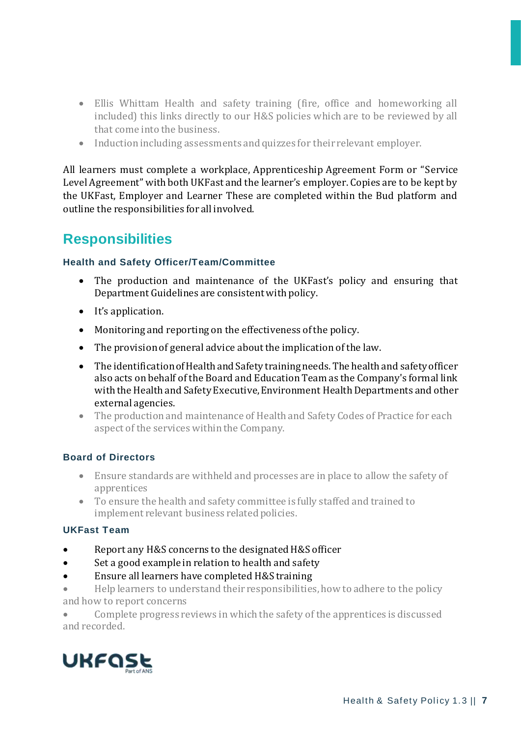- Ellis Whittam Health and safety training (fire, office and homeworking all included) this links directly to our H&S policies which are to be reviewed by all that come into the business.
- Induction including assessments and quizzes for their relevant employer.

All learners must complete a workplace, Apprenticeship Agreement Form or "Service Level Agreement" with both UKFast and the learner's employer. Copies are to be kept by the UKFast, Employer and Learner These are completed within the Bud platform and outline the responsibilities for all involved.

## Responsibilities

### Health and Safety Officer/Team/Committee

- The production and maintenance of the UKFast's policy and ensuring that Department Guidelines are consistent with policy.
- It's application.
- Monitoring and reporting on the effectiveness of the policy.
- The provision of general advice about the implication of the law.
- The identification of Health and Safety training needs. The health and safety officer also acts on behalf of the Board and Education Team as the Company's formal link with the Health and Safety Executive, Environment Health Departments and other external agencies.
- The production and maintenance of Health and Safety Codes of Practice for each aspect of the services within the Company.

### Board of Directors

- Ensure standards are withheld and processes are in place to allow the safety of apprentices
- To ensure the health and safety committee is fully staffed and trained to implement relevant business related policies.

### UKFast Team

- Report any H&S concerns to the designated H&S officer
- Set a good example in relation to health and safety
- Ensure all learners have completed H&S training
- Help learners to understand their responsibilities, how to adhere to the policy and how to report concerns
- Complete progress reviews in which the safety of the apprentices is discussed and recorded.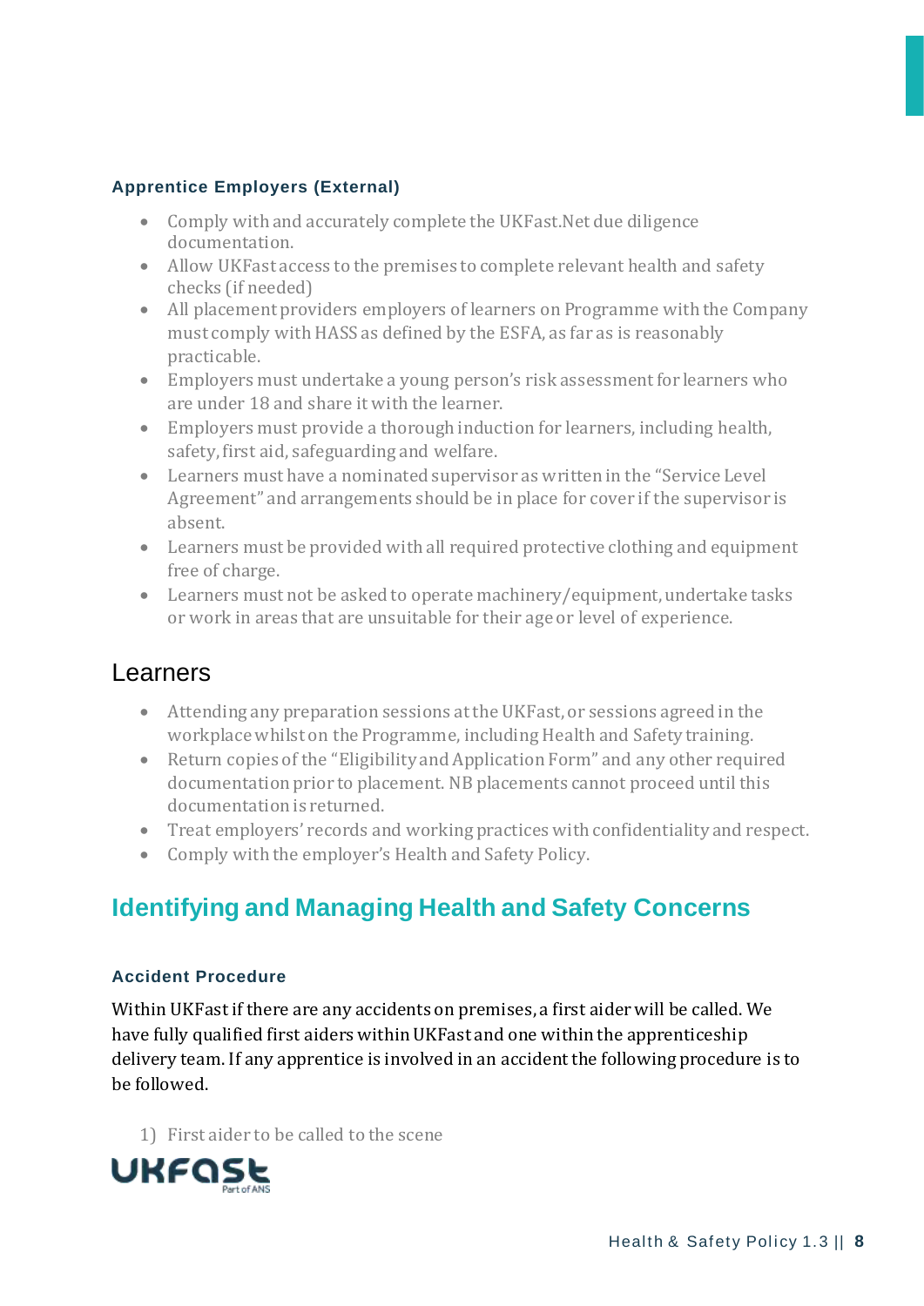### Apprentice Employers (External)

- Comply with and accurately complete the UKFast.Net due diligence documentation.
- Allow UKFast access to the premises to complete relevant health and safety checks (if needed)
- All placement providers employers of learners on Programme with the Company must comply with HASS as defined by the ESFA, as far as is reasonably practicable.
- Employers must undertake a young person's risk assessment for learners who are under 18 and share it with the learner.
- Employers must provide a thorough induction for learners, including health, safety, first aid, safeguarding and welfare.
- Learners must have a nominated supervisor as written in the "Service Level Agreement" and arrangements should be in place for cover if the supervisor is absent.
- Learners must be provided with all required protective clothing and equipment free of charge.
- Learners must not be asked to operate machinery/equipment, undertake tasks or work in areas that are unsuitable for their age or level of experience.

## Learners

- Attending any preparation sessions at the UKFast, or sessions agreed in the workplace whilst on the Programme, including Health and Safety training.
- Return copies of the "Eligibility and Application Form" and any other required documentation prior to placement. NB placements cannot proceed until this documentation is returned.
- Treat employers' records and working practices with confidentiality and respect.
- Comply with the employer's Health and Safety Policy.

## Identifying and Managing Health and Safety Concerns

### Accident Procedure

Within UKFast if there are any accidents on premises, a first aider will be called. We have fully qualified first aiders within UKFast and one within the apprenticeship delivery team. If any apprentice is involved in an accident the following procedure is to be followed.

1) First aider to be called to the scene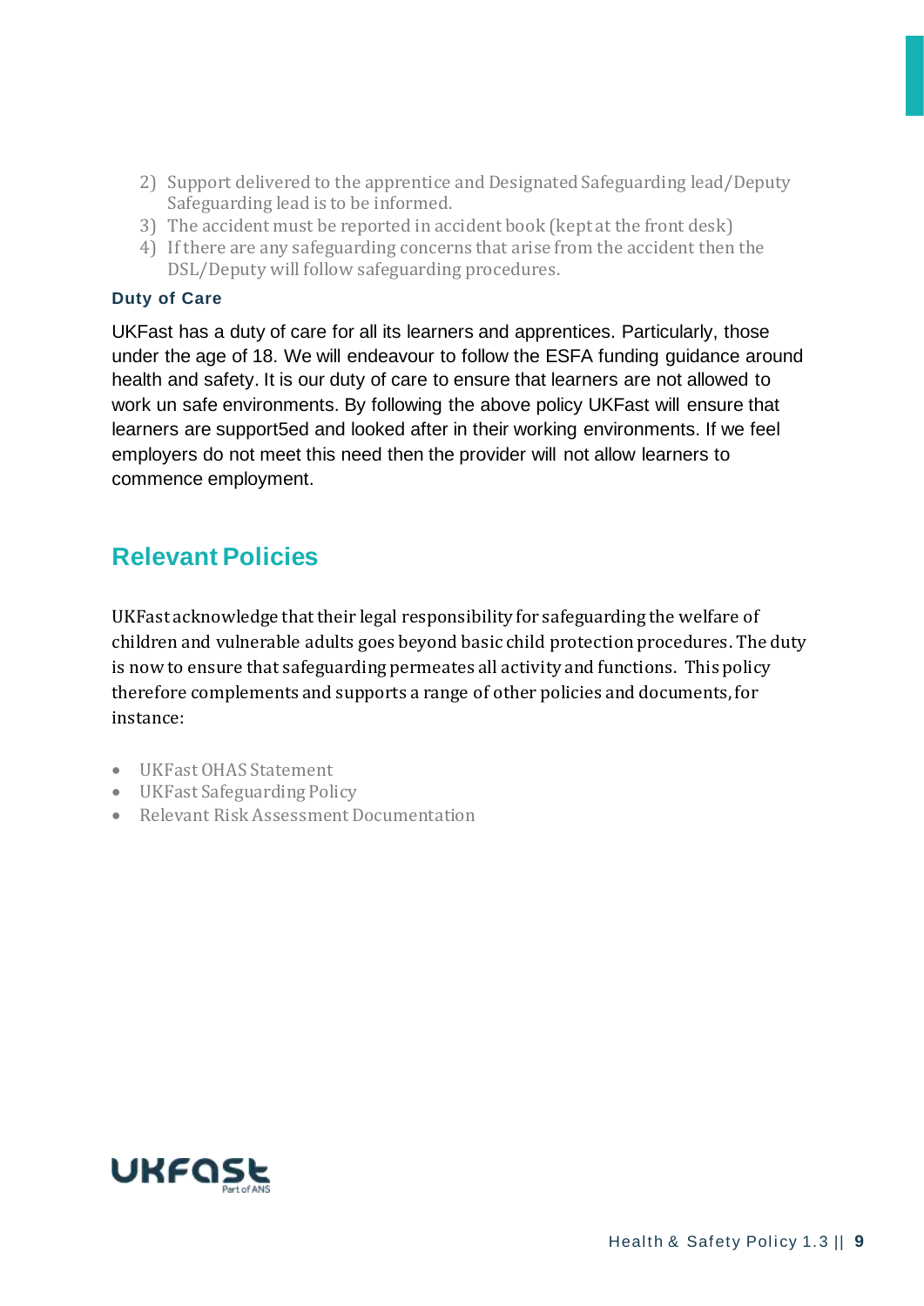2) Support delivered to the apprentice and Designated Safeguarding lead/Deputy Safeguarding lead is to be informed.
3) The accident must be reported in accident book (kept at the front desk)
4) If there are any safeguarding concerns that arise from the accident then the DSL/Deputy will follow safeguarding procedures.

### Duty of Care

UKFast has a duty of care for all its learners and apprentices. Particularly, those under the age of 18. We will endeavour to follow the ESFA funding guidance around health and safety. It is our duty of care to ensure that learners are not allowed to work un safe environments. By following the above policy UKFast will ensure that learners are support5ed and looked after in their working environments. If we feel employers do not meet this need then the provider will not allow learners to commence employment.

## Relevant Policies

UKFast acknowledge that their legal responsibility for safeguarding the welfare of children and vulnerable adults goes beyond basic child protection procedures. The duty is now to ensure that safeguarding permeates all activity and functions. This policy therefore complements and supports a range of other policies and documents, for instance:

- UKFast OHAS Statement
- UKFast Safeguarding Policy
- Relevant Risk Assessment Documentation